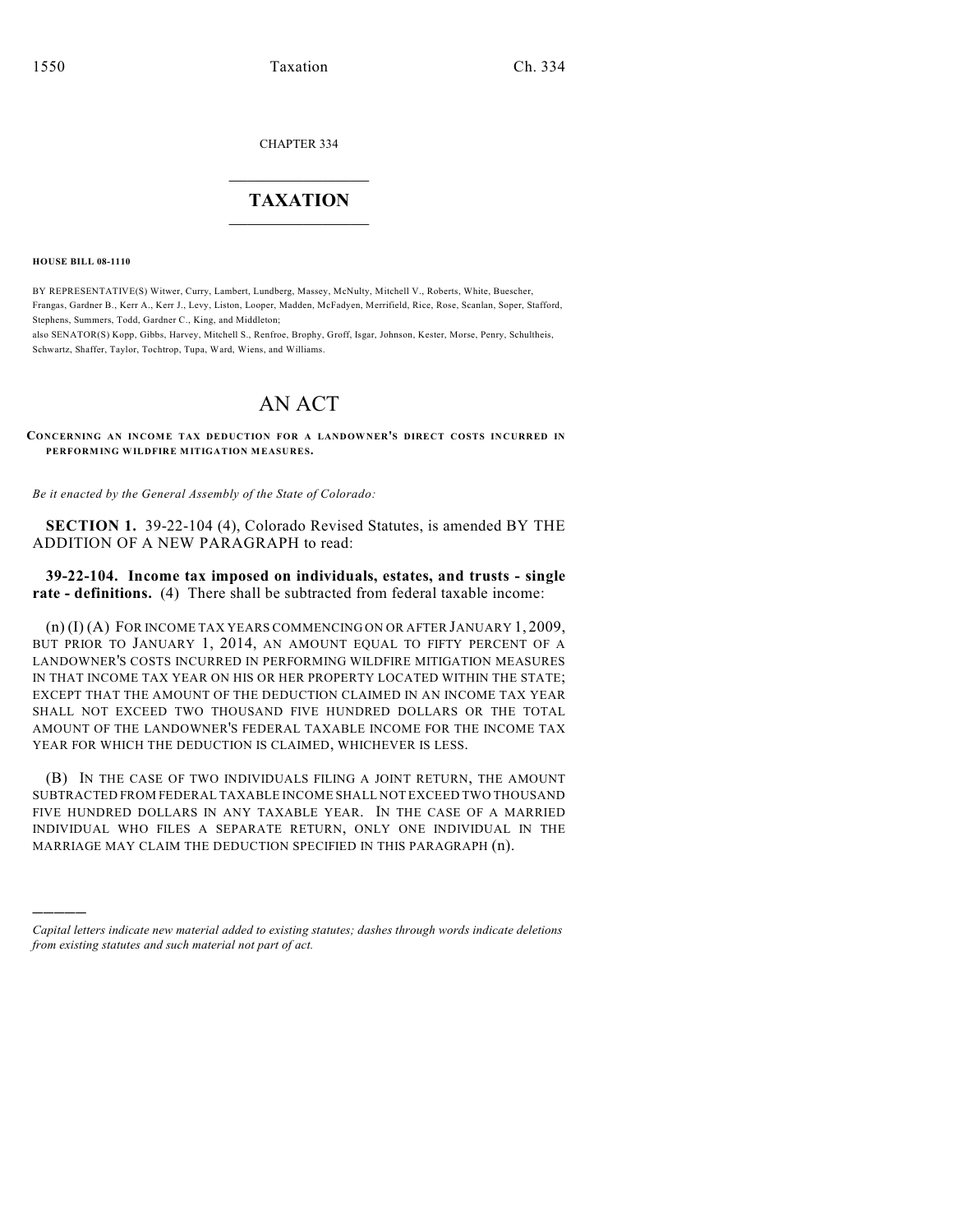CHAPTER 334

# TAXATION

**HOUSE BILL 08-1110**

BY REPRESENTATIVE(S) Witwer, Curry, Lambert, Lundberg, Massey, McNulty, Mitchell V., Roberts, White, Buescher, Frangas, Gardner B., Kerr A., Kerr J., Levy, Liston, Looper, Madden, McFadyen, Merrifield, Rice, Rose, Scanlan, Soper, Stafford, Stephens, Summers, Todd, Gardner C., King, and Middleton;
also SENATOR(S) Kopp, Gibbs, Harvey, Mitchell S., Renfroe, Brophy, Groff, Isgar, Johnson, Kester, Morse, Penry, Schultheis, Schwartz, Shaffer, Taylor, Tochtrop, Tupa, Ward, Wiens, and Williams.

# AN ACT

**CONCERNING AN INCOME TAX DEDUCTION FOR A LANDOWNER'S DIRECT COSTS INCURRED IN PERFORMING WILDFIRE MITIGATION MEASURES.**

*Be it enacted by the General Assembly of the State of Colorado:*

**SECTION 1.** 39-22-104 (4), Colorado Revised Statutes, is amended BY THE ADDITION OF A NEW PARAGRAPH to read:

**39-22-104. Income tax imposed on individuals, estates, and trusts - single rate - definitions.** (4) There shall be subtracted from federal taxable income:

(n) (I) (A) FOR INCOME TAX YEARS COMMENCING ON OR AFTER JANUARY 1, 2009, BUT PRIOR TO JANUARY 1, 2014, AN AMOUNT EQUAL TO FIFTY PERCENT OF A LANDOWNER'S COSTS INCURRED IN PERFORMING WILDFIRE MITIGATION MEASURES IN THAT INCOME TAX YEAR ON HIS OR HER PROPERTY LOCATED WITHIN THE STATE; EXCEPT THAT THE AMOUNT OF THE DEDUCTION CLAIMED IN AN INCOME TAX YEAR SHALL NOT EXCEED TWO THOUSAND FIVE HUNDRED DOLLARS OR THE TOTAL AMOUNT OF THE LANDOWNER'S FEDERAL TAXABLE INCOME FOR THE INCOME TAX YEAR FOR WHICH THE DEDUCTION IS CLAIMED, WHICHEVER IS LESS.

(B) IN THE CASE OF TWO INDIVIDUALS FILING A JOINT RETURN, THE AMOUNT SUBTRACTED FROM FEDERAL TAXABLE INCOME SHALL NOT EXCEED TWO THOUSAND FIVE HUNDRED DOLLARS IN ANY TAXABLE YEAR. IN THE CASE OF A MARRIED INDIVIDUAL WHO FILES A SEPARATE RETURN, ONLY ONE INDIVIDUAL IN THE MARRIAGE MAY CLAIM THE DEDUCTION SPECIFIED IN THIS PARAGRAPH (n).

---

*Capital letters indicate new material added to existing statutes; dashes through words indicate deletions from existing statutes and such material not part of act.*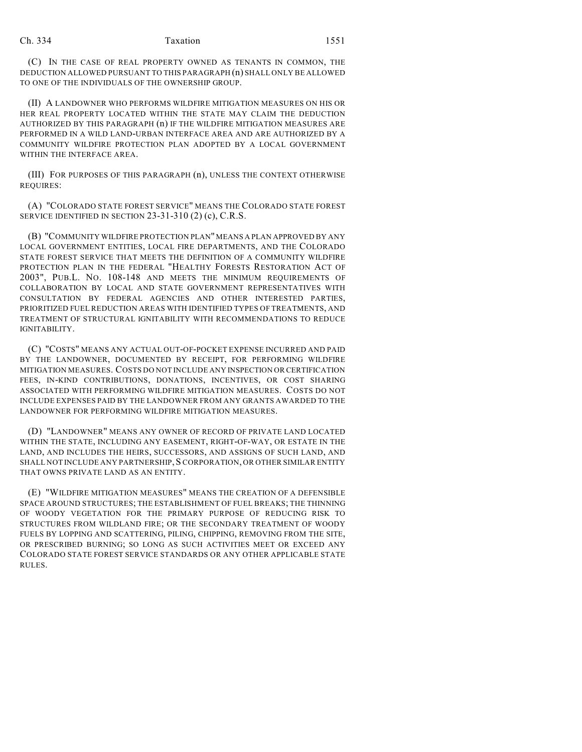(C) IN THE CASE OF REAL PROPERTY OWNED AS TENANTS IN COMMON, THE DEDUCTION ALLOWED PURSUANT TO THIS PARAGRAPH (n) SHALL ONLY BE ALLOWED TO ONE OF THE INDIVIDUALS OF THE OWNERSHIP GROUP.

(II) A LANDOWNER WHO PERFORMS WILDFIRE MITIGATION MEASURES ON HIS OR HER REAL PROPERTY LOCATED WITHIN THE STATE MAY CLAIM THE DEDUCTION AUTHORIZED BY THIS PARAGRAPH (n) IF THE WILDFIRE MITIGATION MEASURES ARE PERFORMED IN A WILD LAND-URBAN INTERFACE AREA AND ARE AUTHORIZED BY A COMMUNITY WILDFIRE PROTECTION PLAN ADOPTED BY A LOCAL GOVERNMENT WITHIN THE INTERFACE AREA.

(III) FOR PURPOSES OF THIS PARAGRAPH (n), UNLESS THE CONTEXT OTHERWISE REQUIRES:

(A) "COLORADO STATE FOREST SERVICE" MEANS THE COLORADO STATE FOREST SERVICE IDENTIFIED IN SECTION 23-31-310 (2) (c), C.R.S.

(B) "COMMUNITY WILDFIRE PROTECTION PLAN" MEANS A PLAN APPROVED BY ANY LOCAL GOVERNMENT ENTITIES, LOCAL FIRE DEPARTMENTS, AND THE COLORADO STATE FOREST SERVICE THAT MEETS THE DEFINITION OF A COMMUNITY WILDFIRE PROTECTION PLAN IN THE FEDERAL "HEALTHY FORESTS RESTORATION ACT OF 2003", PUB.L. NO. 108-148 AND MEETS THE MINIMUM REQUIREMENTS OF COLLABORATION BY LOCAL AND STATE GOVERNMENT REPRESENTATIVES WITH CONSULTATION BY FEDERAL AGENCIES AND OTHER INTERESTED PARTIES, PRIORITIZED FUEL REDUCTION AREAS WITH IDENTIFIED TYPES OF TREATMENTS, AND TREATMENT OF STRUCTURAL IGNITABILITY WITH RECOMMENDATIONS TO REDUCE IGNITABILITY.

(C) "COSTS" MEANS ANY ACTUAL OUT-OF-POCKET EXPENSE INCURRED AND PAID BY THE LANDOWNER, DOCUMENTED BY RECEIPT, FOR PERFORMING WILDFIRE MITIGATION MEASURES. COSTS DO NOT INCLUDE ANY INSPECTION OR CERTIFICATION FEES, IN-KIND CONTRIBUTIONS, DONATIONS, INCENTIVES, OR COST SHARING ASSOCIATED WITH PERFORMING WILDFIRE MITIGATION MEASURES. COSTS DO NOT INCLUDE EXPENSES PAID BY THE LANDOWNER FROM ANY GRANTS AWARDED TO THE LANDOWNER FOR PERFORMING WILDFIRE MITIGATION MEASURES.

(D) "LANDOWNER" MEANS ANY OWNER OF RECORD OF PRIVATE LAND LOCATED WITHIN THE STATE, INCLUDING ANY EASEMENT, RIGHT-OF-WAY, OR ESTATE IN THE LAND, AND INCLUDES THE HEIRS, SUCCESSORS, AND ASSIGNS OF SUCH LAND, AND SHALL NOT INCLUDE ANY PARTNERSHIP, S CORPORATION, OR OTHER SIMILAR ENTITY THAT OWNS PRIVATE LAND AS AN ENTITY.

(E) "WILDFIRE MITIGATION MEASURES" MEANS THE CREATION OF A DEFENSIBLE SPACE AROUND STRUCTURES; THE ESTABLISHMENT OF FUEL BREAKS; THE THINNING OF WOODY VEGETATION FOR THE PRIMARY PURPOSE OF REDUCING RISK TO STRUCTURES FROM WILDLAND FIRE; OR THE SECONDARY TREATMENT OF WOODY FUELS BY LOPPING AND SCATTERING, PILING, CHIPPING, REMOVING FROM THE SITE, OR PRESCRIBED BURNING; SO LONG AS SUCH ACTIVITIES MEET OR EXCEED ANY COLORADO STATE FOREST SERVICE STANDARDS OR ANY OTHER APPLICABLE STATE RULES.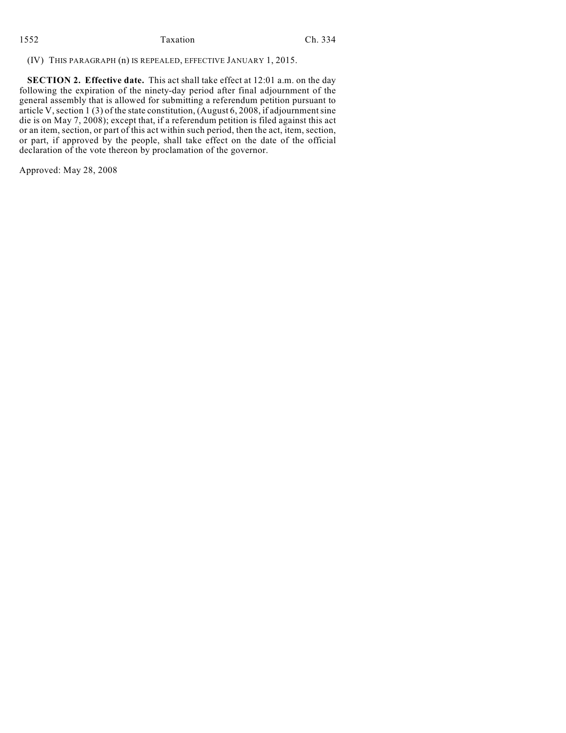(IV) THIS PARAGRAPH (n) IS REPEALED, EFFECTIVE JANUARY 1, 2015.

**SECTION 2. Effective date.** This act shall take effect at 12:01 a.m. on the day following the expiration of the ninety-day period after final adjournment of the general assembly that is allowed for submitting a referendum petition pursuant to article V, section 1 (3) of the state constitution, (August 6, 2008, if adjournment sine die is on May 7, 2008); except that, if a referendum petition is filed against this act or an item, section, or part of this act within such period, then the act, item, section, or part, if approved by the people, shall take effect on the date of the official declaration of the vote thereon by proclamation of the governor.

Approved: May 28, 2008